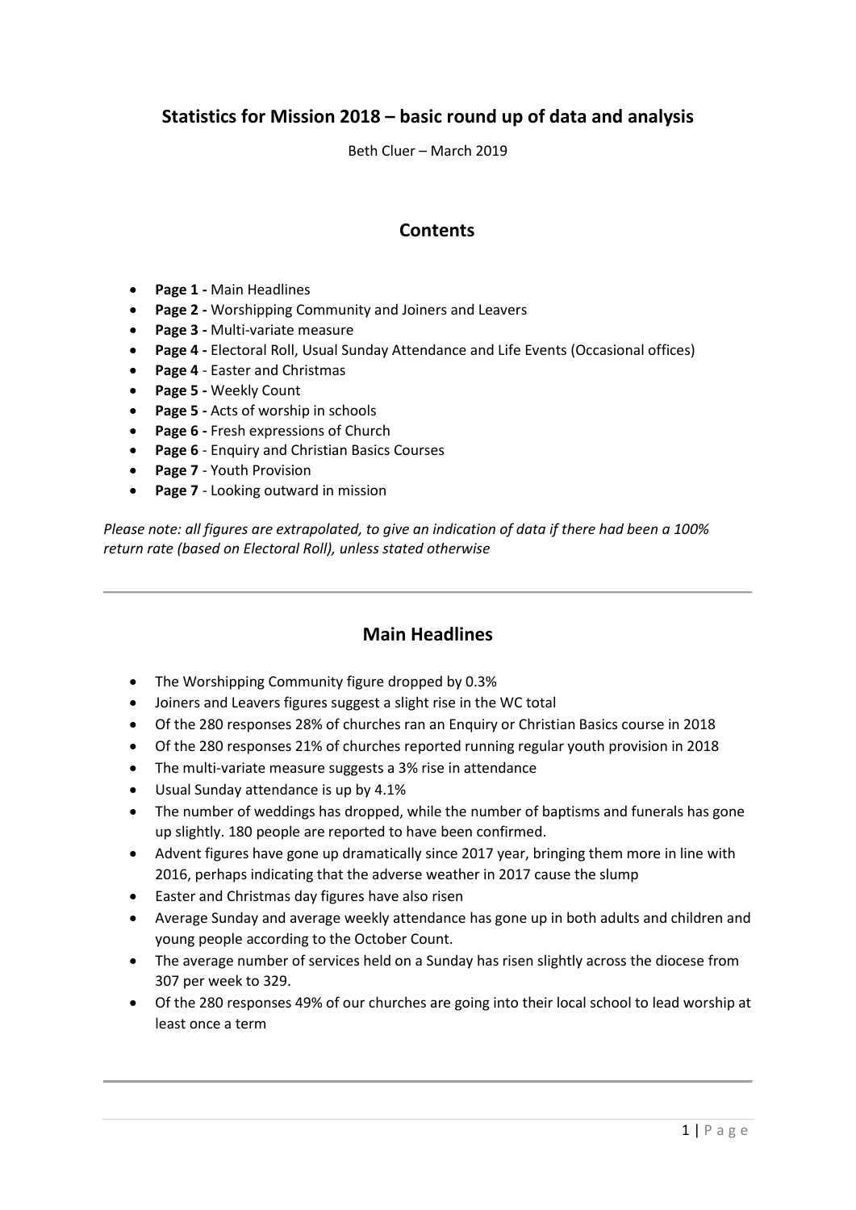# Statistics for Mission 2018 – basic round up of data and analysis

Beth Cluer – March 2019

## Contents

- **Page 1 -** Main Headlines
- **Page 2 -** Worshipping Community and Joiners and Leavers
- **Page 3 -** Multi-variate measure
- **Page 4 -** Electoral Roll, Usual Sunday Attendance and Life Events (Occasional offices)
- **Page 4** - Easter and Christmas
- **Page 5 -** Weekly Count
- **Page 5 -** Acts of worship in schools
- **Page 6 -** Fresh expressions of Church
- **Page 6** - Enquiry and Christian Basics Courses
- **Page 7** - Youth Provision
- **Page 7** - Looking outward in mission

*Please note: all figures are extrapolated, to give an indication of data if there had been a 100% return rate (based on Electoral Roll), unless stated otherwise*

---

## Main Headlines

- The Worshipping Community figure dropped by 0.3%
- Joiners and Leavers figures suggest a slight rise in the WC total
- Of the 280 responses 28% of churches ran an Enquiry or Christian Basics course in 2018
- Of the 280 responses 21% of churches reported running regular youth provision in 2018
- The multi-variate measure suggests a 3% rise in attendance
- Usual Sunday attendance is up by 4.1%
- The number of weddings has dropped, while the number of baptisms and funerals has gone up slightly. 180 people are reported to have been confirmed.
- Advent figures have gone up dramatically since 2017 year, bringing them more in line with 2016, perhaps indicating that the adverse weather in 2017 cause the slump
- Easter and Christmas day figures have also risen
- Average Sunday and average weekly attendance has gone up in both adults and children and young people according to the October Count.
- The average number of services held on a Sunday has risen slightly across the diocese from 307 per week to 329.
- Of the 280 responses 49% of our churches are going into their local school to lead worship at least once a term

---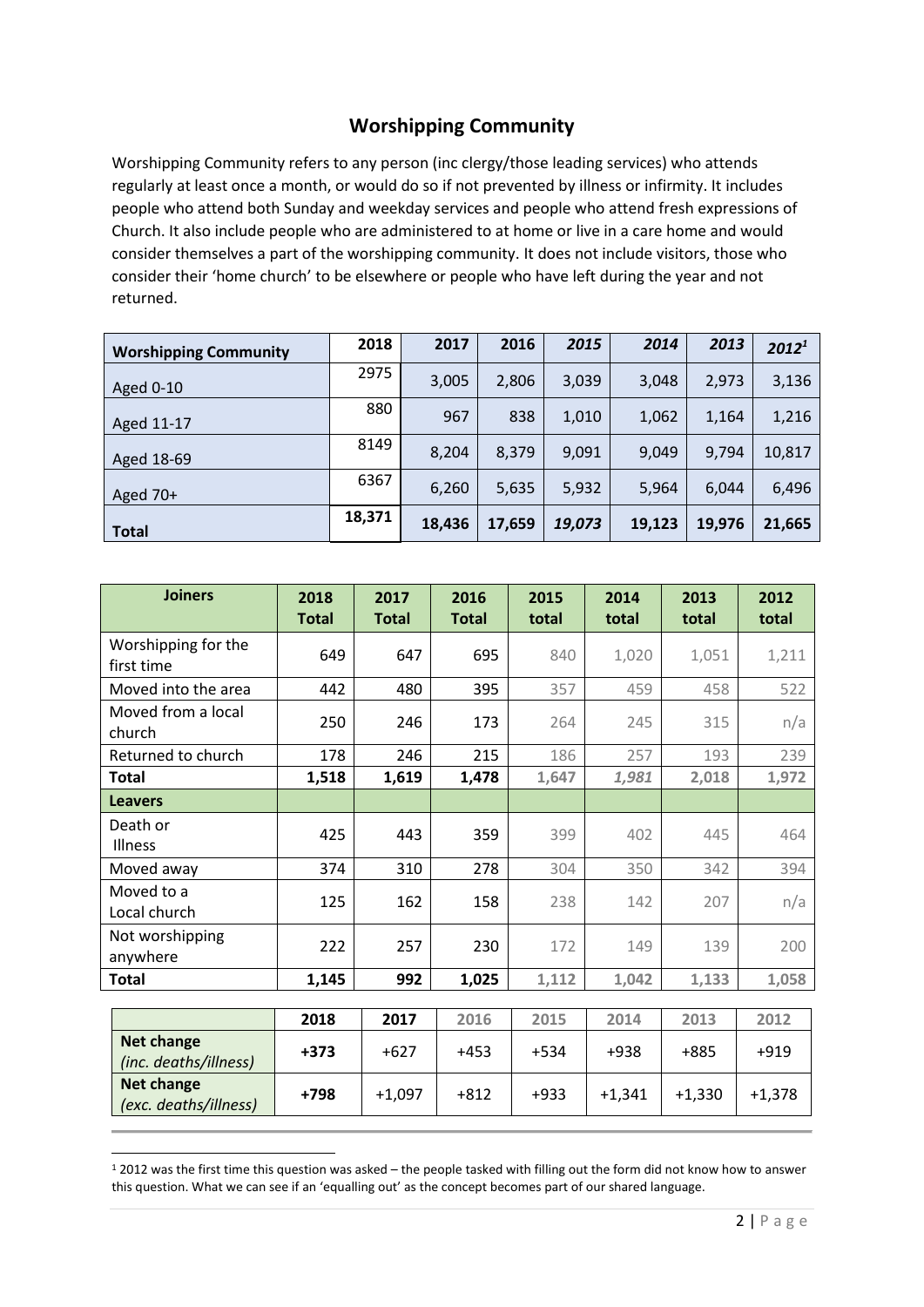## Worshipping Community

Worshipping Community refers to any person (inc clergy/those leading services) who attends regularly at least once a month, or would do so if not prevented by illness or infirmity. It includes people who attend both Sunday and weekday services and people who attend fresh expressions of Church. It also include people who are administered to at home or live in a care home and would consider themselves a part of the worshipping community. It does not include visitors, those who consider their 'home church' to be elsewhere or people who have left during the year and not returned.

| **Worshipping Community** | **2018** | **2017** | **2016** | ***2015*** | ***2014*** | ***2013*** | ***2012***[1] |
|---|---|---|---|---|---|---|---|
| Aged 0-10 | 2975 | 3,005 | 2,806 | 3,039 | 3,048 | 2,973 | 3,136 |
| Aged 11-17 | 880 | 967 | 838 | 1,010 | 1,062 | 1,164 | 1,216 |
| Aged 18-69 | 8149 | 8,204 | 8,379 | 9,091 | 9,049 | 9,794 | 10,817 |
| Aged 70+ | 6367 | 6,260 | 5,635 | 5,932 | 5,964 | 6,044 | 6,496 |
| **Total** | **18,371** | **18,436** | **17,659** | ***19,073*** | **19,123** | **19,976** | **21,665** |

| **Joiners** | **2018 Total** | **2017 Total** | **2016 Total** | **2015 total** | **2014 total** | **2013 total** | **2012 total** |
|---|---|---|---|---|---|---|---|
| Worshipping for the first time | 649 | 647 | 695 | 840 | 1,020 | 1,051 | 1,211 |
| Moved into the area | 442 | 480 | 395 | 357 | 459 | 458 | 522 |
| Moved from a local church | 250 | 246 | 173 | 264 | 245 | 315 | n/a |
| Returned to church | 178 | 246 | 215 | 186 | 257 | 193 | 239 |
| **Total** | **1,518** | **1,619** | **1,478** | **1,647** | ***1,981*** | **2,018** | **1,972** |
| **Leavers** | | | | | | | |
| Death or Illness | 425 | 443 | 359 | 399 | 402 | 445 | 464 |
| Moved away | 374 | 310 | 278 | 304 | 350 | 342 | 394 |
| Moved to a Local church | 125 | 162 | 158 | 238 | 142 | 207 | n/a |
| Not worshipping anywhere | 222 | 257 | 230 | 172 | 149 | 139 | 200 |
| **Total** | **1,145** | **992** | **1,025** | **1,112** | **1,042** | **1,133** | **1,058** |

| | **2018** | **2017** | 2016 | 2015 | 2014 | 2013 | 2012 |
|---|---|---|---|---|---|---|---|
| **Net change** *(inc. deaths/illness)* | **+373** | +627 | +453 | +534 | +938 | +885 | +919 |
| **Net change** *(exc. deaths/illness)* | **+798** | +1,097 | +812 | +933 | +1,341 | +1,330 | +1,378 |

[1] 2012 was the first time this question was asked – the people tasked with filling out the form did not know how to answer this question. What we can see if an 'equalling out' as the concept becomes part of our shared language.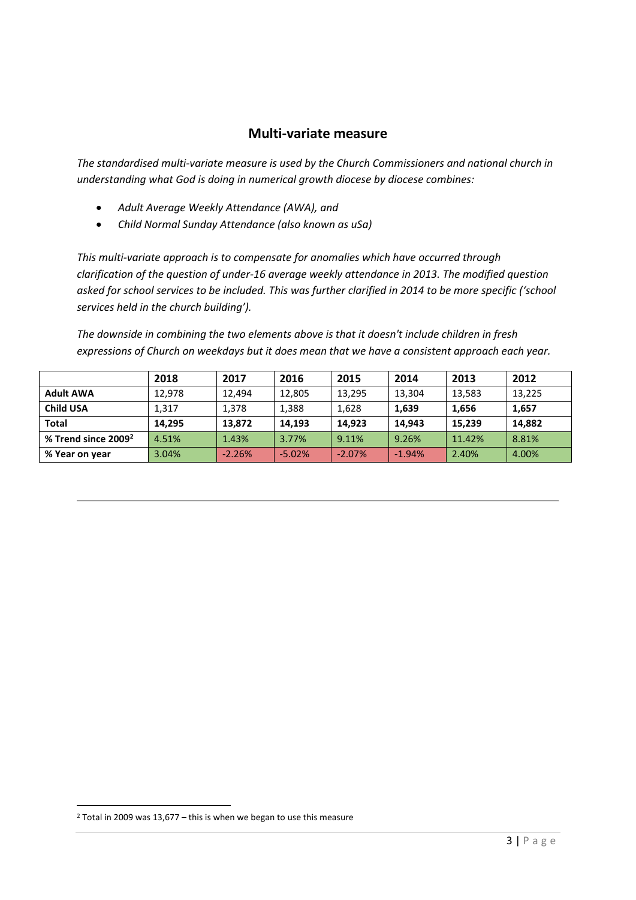## Multi-variate measure

*The standardised multi-variate measure is used by the Church Commissioners and national church in understanding what God is doing in numerical growth diocese by diocese combines:*

- *Adult Average Weekly Attendance (AWA), and*
- *Child Normal Sunday Attendance (also known as uSa)*

*This multi-variate approach is to compensate for anomalies which have occurred through clarification of the question of under-16 average weekly attendance in 2013. The modified question asked for school services to be included. This was further clarified in 2014 to be more specific ('school services held in the church building').*

*The downside in combining the two elements above is that it doesn't include children in fresh expressions of Church on weekdays but it does mean that we have a consistent approach each year.*

| | **2018** | **2017** | **2016** | **2015** | **2014** | **2013** | **2012** |
|---|---|---|---|---|---|---|---|
| **Adult AWA** | 12,978 | 12,494 | 12,805 | 13,295 | 13,304 | 13,583 | 13,225 |
| **Child USA** | 1,317 | 1,378 | 1,388 | 1,628 | **1,639** | **1,656** | **1,657** |
| **Total** | **14,295** | **13,872** | **14,193** | **14,923** | **14,943** | **15,239** | **14,882** |
| **% Trend since 2009[2]** | 4.51% | 1.43% | 3.77% | 9.11% | 9.26% | 11.42% | 8.81% |
| **% Year on year** | 3.04% | -2.26% | -5.02% | -2.07% | -1.94% | 2.40% | 4.00% |

---

[2] Total in 2009 was 13,677 – this is when we began to use this measure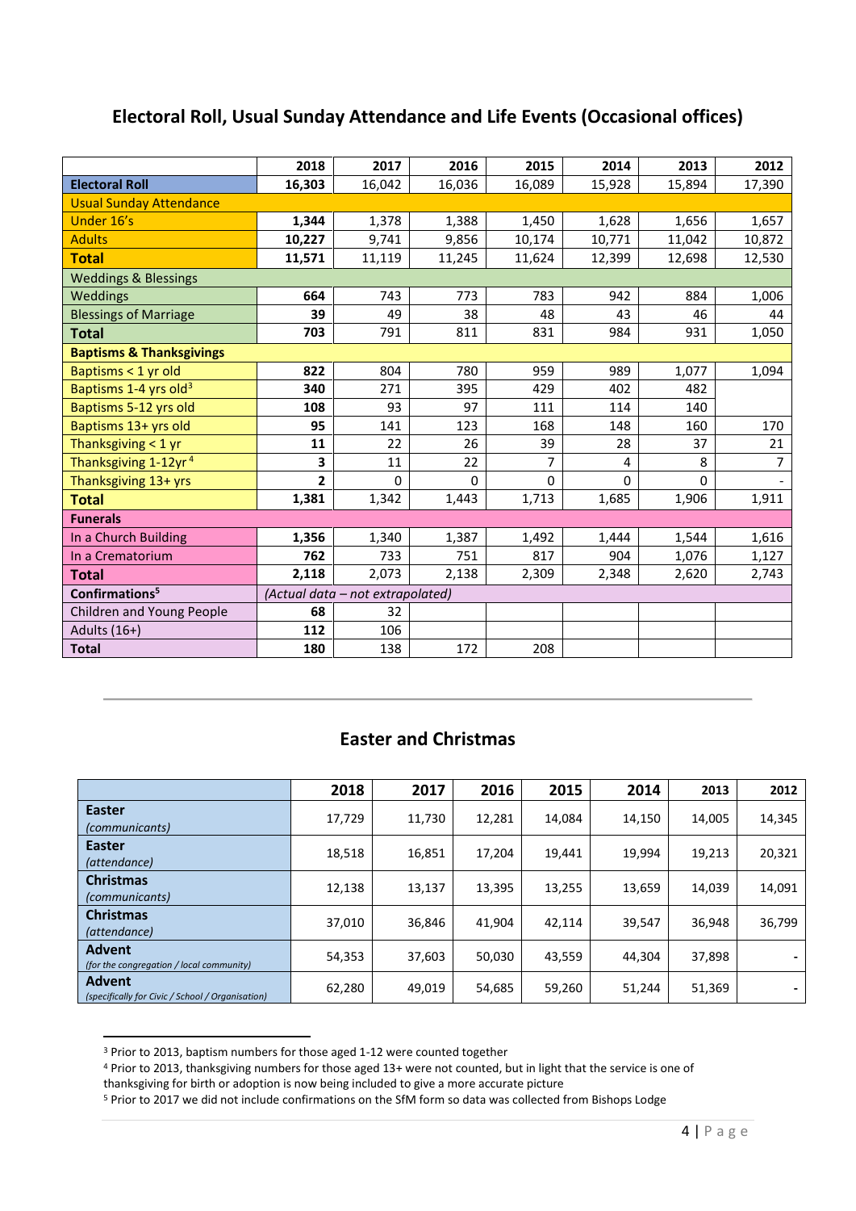## Electoral Roll, Usual Sunday Attendance and Life Events (Occasional offices)

| | 2018 | 2017 | 2016 | 2015 | 2014 | 2013 | 2012 |
|---|---|---|---|---|---|---|---|
| **Electoral Roll** | **16,303** | 16,042 | 16,036 | 16,089 | 15,928 | 15,894 | 17,390 |
| Usual Sunday Attendance | | | | | | | |
| Under 16's | **1,344** | 1,378 | 1,388 | 1,450 | 1,628 | 1,656 | 1,657 |
| Adults | **10,227** | 9,741 | 9,856 | 10,174 | 10,771 | 11,042 | 10,872 |
| **Total** | **11,571** | 11,119 | 11,245 | 11,624 | 12,399 | 12,698 | 12,530 |
| Weddings & Blessings | | | | | | | |
| Weddings | **664** | 743 | 773 | 783 | 942 | 884 | 1,006 |
| Blessings of Marriage | **39** | 49 | 38 | 48 | 43 | 46 | 44 |
| **Total** | **703** | 791 | 811 | 831 | 984 | 931 | 1,050 |
| **Baptisms & Thanksgivings** | | | | | | | |
| Baptisms < 1 yr old | **822** | 804 | 780 | 959 | 989 | 1,077 | 1,094 |
| Baptisms 1-4 yrs old[3] | **340** | 271 | 395 | 429 | 402 | 482 | |
| Baptisms 5-12 yrs old | **108** | 93 | 97 | 111 | 114 | 140 | |
| Baptisms 13+ yrs old | **95** | 141 | 123 | 168 | 148 | 160 | 170 |
| Thanksgiving < 1 yr | **11** | 22 | 26 | 39 | 28 | 37 | 21 |
| Thanksgiving 1-12yr[4] | **3** | 11 | 22 | 7 | 4 | 8 | 7 |
| Thanksgiving 13+ yrs | **2** | 0 | 0 | 0 | 0 | 0 | - |
| **Total** | **1,381** | 1,342 | 1,443 | 1,713 | 1,685 | 1,906 | 1,911 |
| **Funerals** | | | | | | | |
| In a Church Building | **1,356** | 1,340 | 1,387 | 1,492 | 1,444 | 1,544 | 1,616 |
| In a Crematorium | **762** | 733 | 751 | 817 | 904 | 1,076 | 1,127 |
| **Total** | **2,118** | 2,073 | 2,138 | 2,309 | 2,348 | 2,620 | 2,743 |
| **Confirmations[5]** | *(Actual data – not extrapolated)* | | | | | | |
| Children and Young People | **68** | 32 | | | | | |
| Adults (16+) | **112** | 106 | | | | | |
| **Total** | **180** | 138 | 172 | 208 | | | |

## Easter and Christmas

| | 2018 | 2017 | 2016 | 2015 | 2014 | 2013 | 2012 |
|---|---|---|---|---|---|---|---|
| **Easter** *(communicants)* | 17,729 | 11,730 | 12,281 | 14,084 | 14,150 | 14,005 | 14,345 |
| **Easter** *(attendance)* | 18,518 | 16,851 | 17,204 | 19,441 | 19,994 | 19,213 | 20,321 |
| **Christmas** *(communicants)* | 12,138 | 13,137 | 13,395 | 13,255 | 13,659 | 14,039 | 14,091 |
| **Christmas** *(attendance)* | 37,010 | 36,846 | 41,904 | 42,114 | 39,547 | 36,948 | 36,799 |
| **Advent** *(for the congregation / local community)* | 54,353 | 37,603 | 50,030 | 43,559 | 44,304 | 37,898 | - |
| **Advent** *(specifically for Civic / School / Organisation)* | 62,280 | 49,019 | 54,685 | 59,260 | 51,244 | 51,369 | - |

[3] Prior to 2013, baptism numbers for those aged 1-12 were counted together

[4] Prior to 2013, thanksgiving numbers for those aged 13+ were not counted, but in light that the service is one of thanksgiving for birth or adoption is now being included to give a more accurate picture

[5] Prior to 2017 we did not include confirmations on the SfM form so data was collected from Bishops Lodge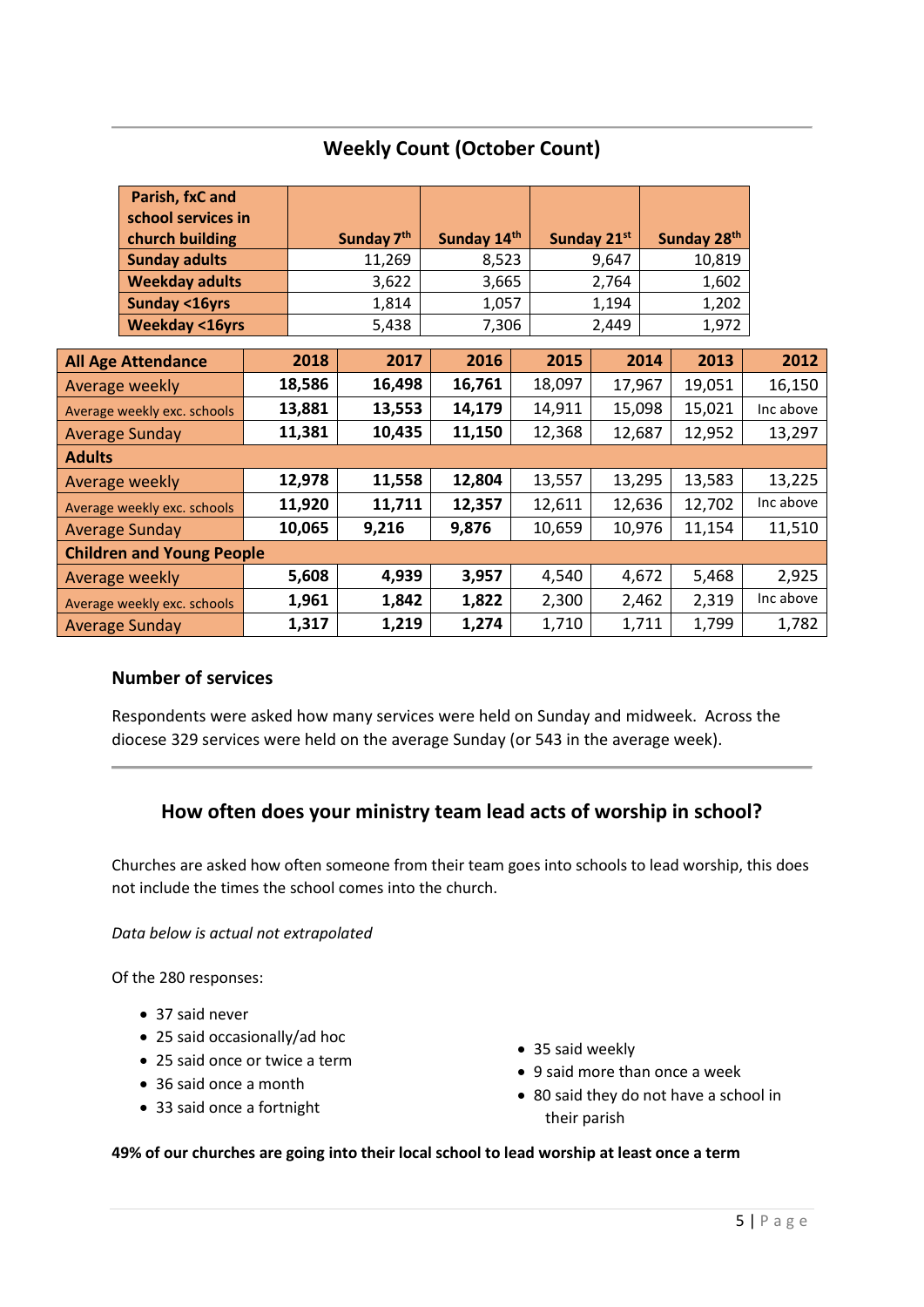## Weekly Count (October Count)

| Parish, fxC and school services in church building | Sunday 7th | Sunday 14th | Sunday 21st | Sunday 28th |
|---|---|---|---|---|
| **Sunday adults** | 11,269 | 8,523 | 9,647 | 10,819 |
| **Weekday adults** | 3,622 | 3,665 | 2,764 | 1,602 |
| **Sunday <16yrs** | 1,814 | 1,057 | 1,194 | 1,202 |
| **Weekday <16yrs** | 5,438 | 7,306 | 2,449 | 1,972 |

| All Age Attendance | 2018 | 2017 | 2016 | 2015 | 2014 | 2013 | 2012 |
|---|---|---|---|---|---|---|---|
| Average weekly | **18,586** | **16,498** | **16,761** | 18,097 | 17,967 | 19,051 | 16,150 |
| Average weekly exc. schools | **13,881** | **13,553** | **14,179** | 14,911 | 15,098 | 15,021 | Inc above |
| Average Sunday | **11,381** | **10,435** | **11,150** | 12,368 | 12,687 | 12,952 | 13,297 |
| **Adults** | | | | | | | |
| Average weekly | **12,978** | **11,558** | **12,804** | 13,557 | 13,295 | 13,583 | 13,225 |
| Average weekly exc. schools | **11,920** | **11,711** | **12,357** | 12,611 | 12,636 | 12,702 | Inc above |
| Average Sunday | **10,065** | **9,216** | **9,876** | 10,659 | 10,976 | 11,154 | 11,510 |
| **Children and Young People** | | | | | | | |
| Average weekly | **5,608** | **4,939** | **3,957** | 4,540 | 4,672 | 5,468 | 2,925 |
| Average weekly exc. schools | **1,961** | **1,842** | **1,822** | 2,300 | 2,462 | 2,319 | Inc above |
| Average Sunday | **1,317** | **1,219** | **1,274** | 1,710 | 1,711 | 1,799 | 1,782 |

### Number of services

Respondents were asked how many services were held on Sunday and midweek. Across the diocese 329 services were held on the average Sunday (or 543 in the average week).

## How often does your ministry team lead acts of worship in school?

Churches are asked how often someone from their team goes into schools to lead worship, this does not include the times the school comes into the church.

*Data below is actual not extrapolated*

Of the 280 responses:

- 37 said never
- 25 said occasionally/ad hoc
- 25 said once or twice a term
- 36 said once a month
- 33 said once a fortnight
- 35 said weekly
- 9 said more than once a week
- 80 said they do not have a school in their parish

**49% of our churches are going into their local school to lead worship at least once a term**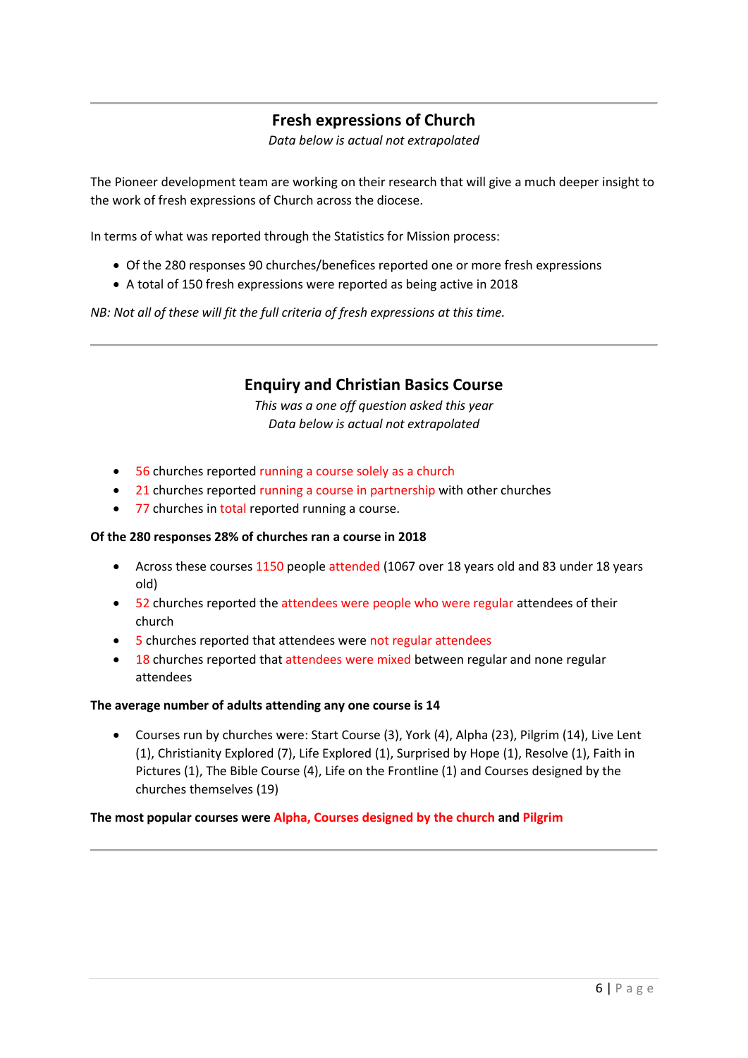## Fresh expressions of Church

*Data below is actual not extrapolated*

The Pioneer development team are working on their research that will give a much deeper insight to the work of fresh expressions of Church across the diocese.

In terms of what was reported through the Statistics for Mission process:

- Of the 280 responses 90 churches/benefices reported one or more fresh expressions
- A total of 150 fresh expressions were reported as being active in 2018

*NB: Not all of these will fit the full criteria of fresh expressions at this time.*

---

## Enquiry and Christian Basics Course

*This was a one off question asked this year*
*Data below is actual not extrapolated*

- 56 churches reported running a course solely as a church
- 21 churches reported running a course in partnership with other churches
- 77 churches in total reported running a course.

**Of the 280 responses 28% of churches ran a course in 2018**

- Across these courses 1150 people attended (1067 over 18 years old and 83 under 18 years old)
- 52 churches reported the attendees were people who were regular attendees of their church
- 5 churches reported that attendees were not regular attendees
- 18 churches reported that attendees were mixed between regular and none regular attendees

**The average number of adults attending any one course is 14**

- Courses run by churches were: Start Course (3), York (4), Alpha (23), Pilgrim (14), Live Lent (1), Christianity Explored (7), Life Explored (1), Surprised by Hope (1), Resolve (1), Faith in Pictures (1), The Bible Course (4), Life on the Frontline (1) and Courses designed by the churches themselves (19)

**The most popular courses were Alpha, Courses designed by the church and Pilgrim**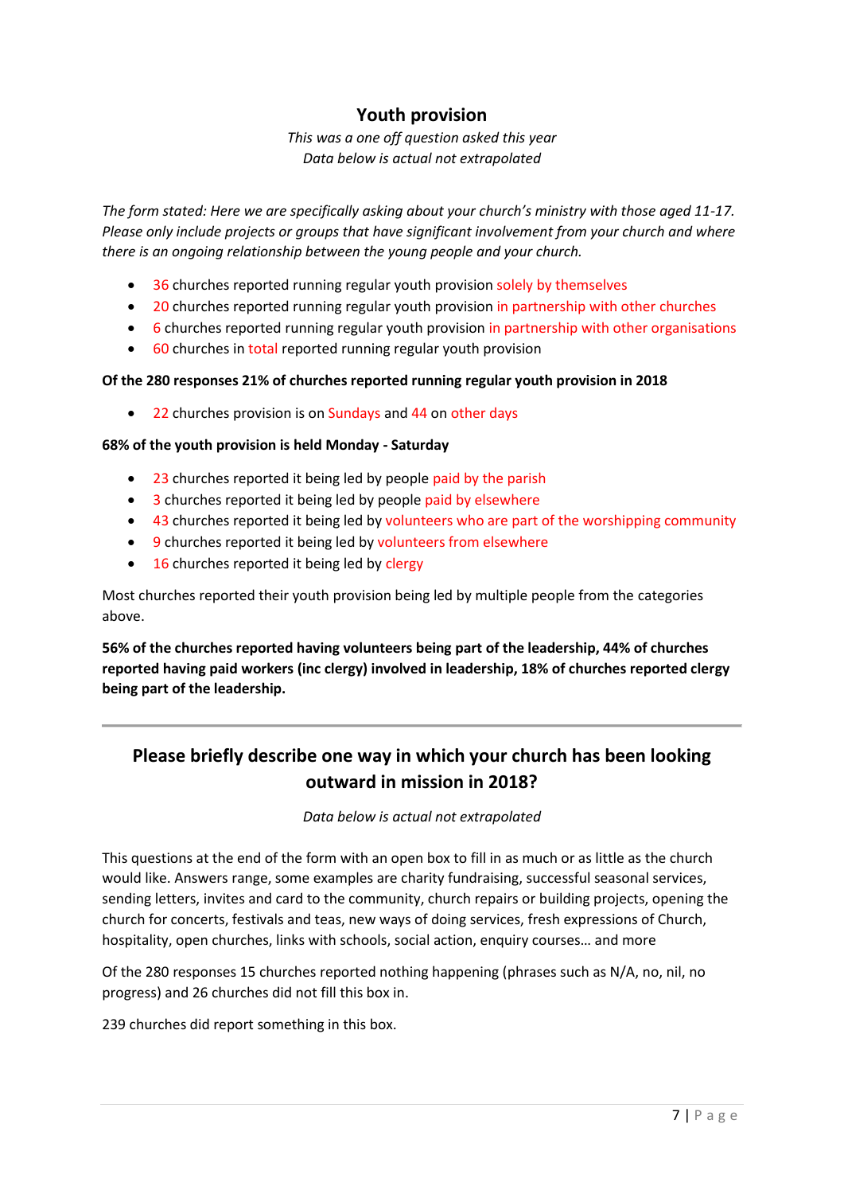## Youth provision

*This was a one off question asked this year*
*Data below is actual not extrapolated*

*The form stated: Here we are specifically asking about your church's ministry with those aged 11-17. Please only include projects or groups that have significant involvement from your church and where there is an ongoing relationship between the young people and your church.*

- 36 churches reported running regular youth provision solely by themselves
- 20 churches reported running regular youth provision in partnership with other churches
- 6 churches reported running regular youth provision in partnership with other organisations
- 60 churches in total reported running regular youth provision

**Of the 280 responses 21% of churches reported running regular youth provision in 2018**

- 22 churches provision is on Sundays and 44 on other days

**68% of the youth provision is held Monday - Saturday**

- 23 churches reported it being led by people paid by the parish
- 3 churches reported it being led by people paid by elsewhere
- 43 churches reported it being led by volunteers who are part of the worshipping community
- 9 churches reported it being led by volunteers from elsewhere
- 16 churches reported it being led by clergy

Most churches reported their youth provision being led by multiple people from the categories above.

**56% of the churches reported having volunteers being part of the leadership, 44% of churches reported having paid workers (inc clergy) involved in leadership, 18% of churches reported clergy being part of the leadership.**

---

## Please briefly describe one way in which your church has been looking outward in mission in 2018?

*Data below is actual not extrapolated*

This questions at the end of the form with an open box to fill in as much or as little as the church would like. Answers range, some examples are charity fundraising, successful seasonal services, sending letters, invites and card to the community, church repairs or building projects, opening the church for concerts, festivals and teas, new ways of doing services, fresh expressions of Church, hospitality, open churches, links with schools, social action, enquiry courses… and more

Of the 280 responses 15 churches reported nothing happening (phrases such as N/A, no, nil, no progress) and 26 churches did not fill this box in.

239 churches did report something in this box.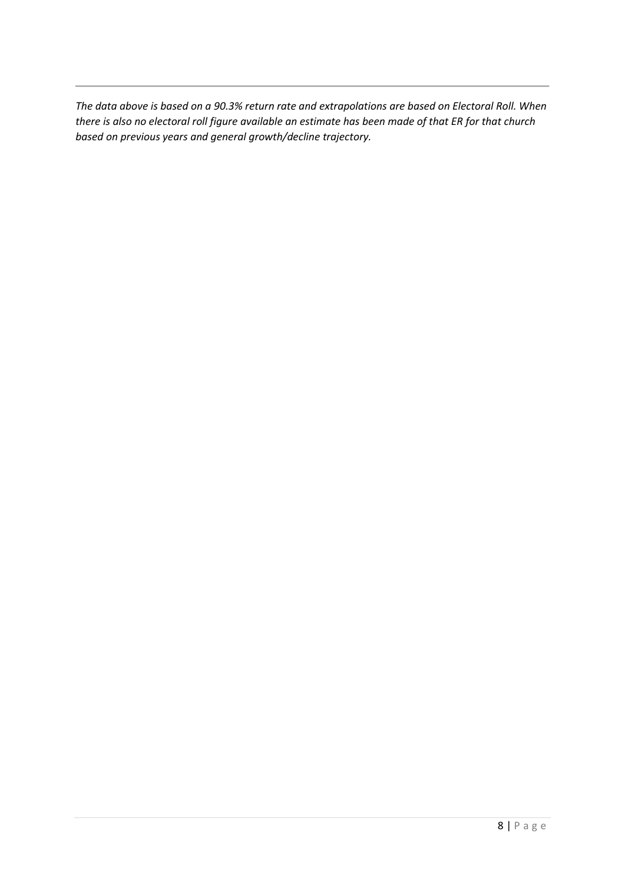*The data above is based on a 90.3% return rate and extrapolations are based on Electoral Roll. When there is also no electoral roll figure available an estimate has been made of that ER for that church based on previous years and general growth/decline trajectory.*